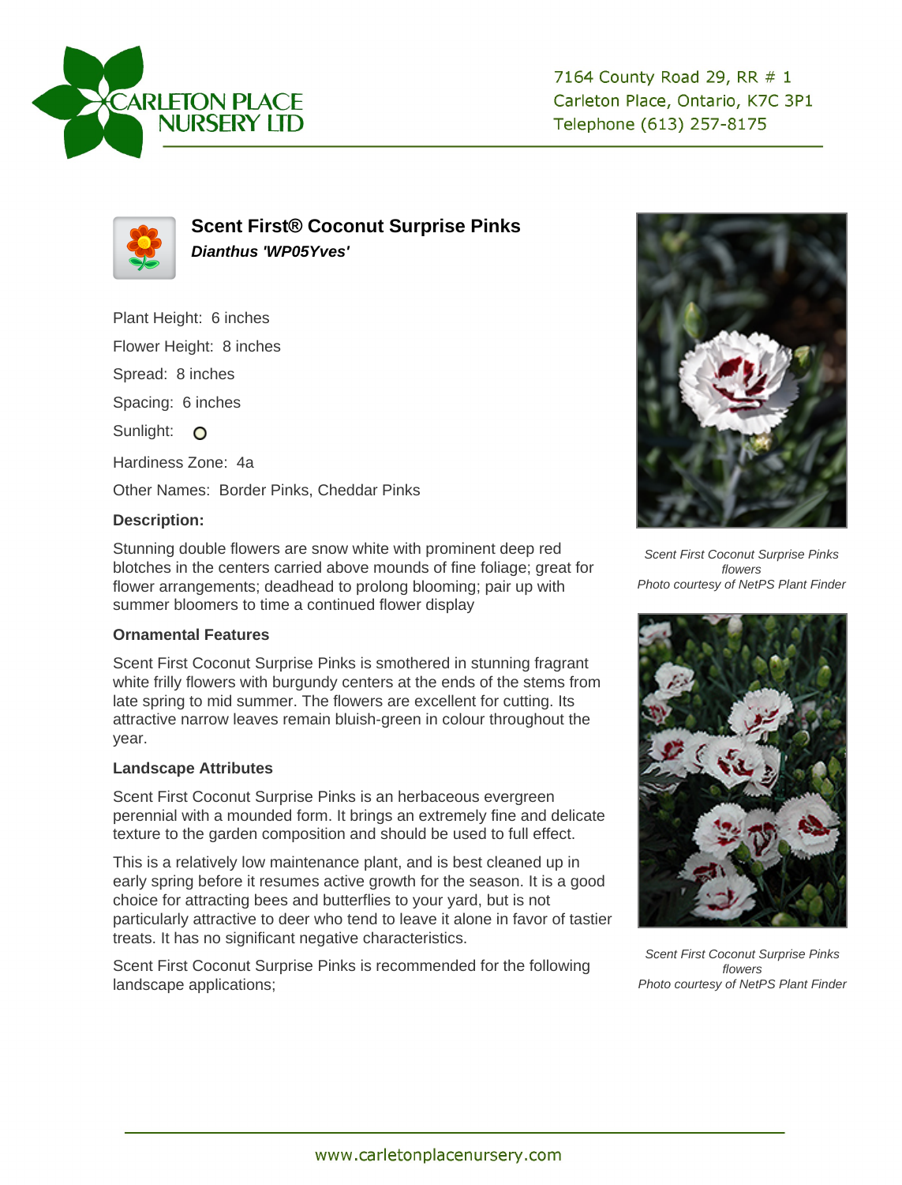CARLETON PLACE NURSERY LTD

7164 County Road 29, RR # 1
Carleton Place, Ontario, K7C 3P1
Telephone (613) 257-8175

## Scent First® Coconut Surprise Pinks

***Dianthus 'WP05Yves'***

Plant Height: 6 inches

Flower Height: 8 inches

Spread: 8 inches

Spacing: 6 inches

Sunlight:

Hardiness Zone: 4a

Other Names: Border Pinks, Cheddar Pinks

### Description:

Stunning double flowers are snow white with prominent deep red blotches in the centers carried above mounds of fine foliage; great for flower arrangements; deadhead to prolong blooming; pair up with summer bloomers to time a continued flower display

### Ornamental Features

Scent First Coconut Surprise Pinks is smothered in stunning fragrant white frilly flowers with burgundy centers at the ends of the stems from late spring to mid summer. The flowers are excellent for cutting. Its attractive narrow leaves remain bluish-green in colour throughout the year.

### Landscape Attributes

Scent First Coconut Surprise Pinks is an herbaceous evergreen perennial with a mounded form. It brings an extremely fine and delicate texture to the garden composition and should be used to full effect.

This is a relatively low maintenance plant, and is best cleaned up in early spring before it resumes active growth for the season. It is a good choice for attracting bees and butterflies to your yard, but is not particularly attractive to deer who tend to leave it alone in favor of tastier treats. It has no significant negative characteristics.

Scent First Coconut Surprise Pinks is recommended for the following landscape applications;

*Scent First Coconut Surprise Pinks flowers*
*Photo courtesy of NetPS Plant Finder*

*Scent First Coconut Surprise Pinks flowers*
*Photo courtesy of NetPS Plant Finder*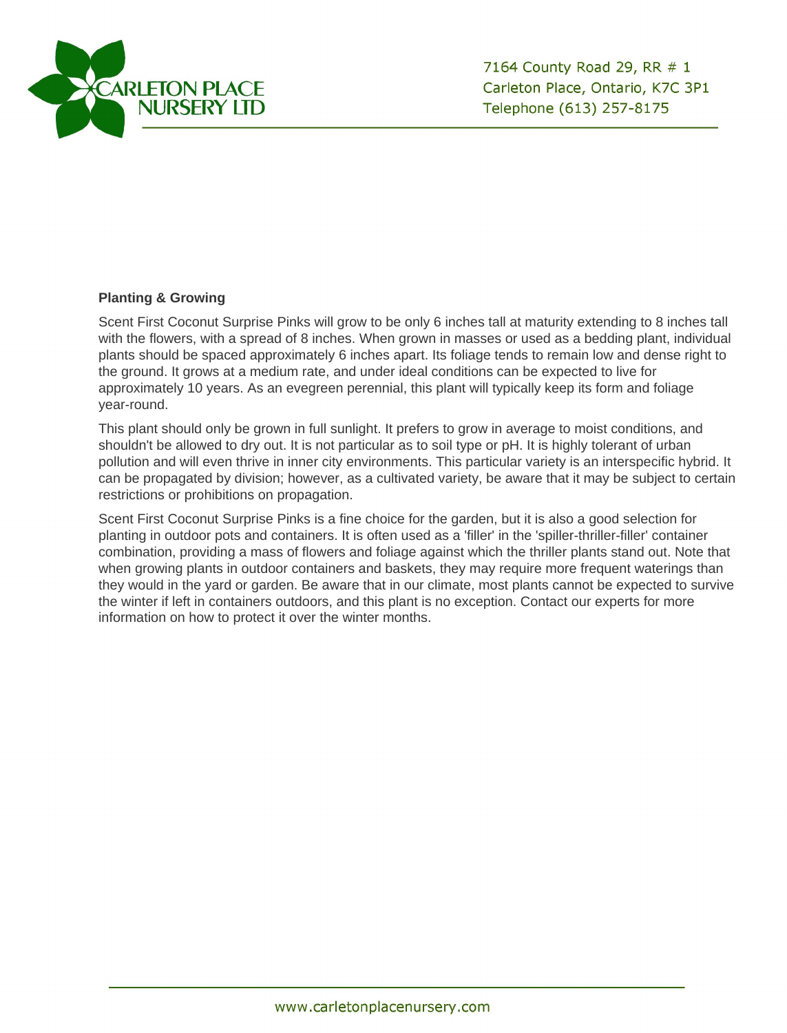### Planting & Growing

Scent First Coconut Surprise Pinks will grow to be only 6 inches tall at maturity extending to 8 inches tall with the flowers, with a spread of 8 inches. When grown in masses or used as a bedding plant, individual plants should be spaced approximately 6 inches apart. Its foliage tends to remain low and dense right to the ground. It grows at a medium rate, and under ideal conditions can be expected to live for approximately 10 years. As an evegreen perennial, this plant will typically keep its form and foliage year-round.

This plant should only be grown in full sunlight. It prefers to grow in average to moist conditions, and shouldn't be allowed to dry out. It is not particular as to soil type or pH. It is highly tolerant of urban pollution and will even thrive in inner city environments. This particular variety is an interspecific hybrid. It can be propagated by division; however, as a cultivated variety, be aware that it may be subject to certain restrictions or prohibitions on propagation.

Scent First Coconut Surprise Pinks is a fine choice for the garden, but it is also a good selection for planting in outdoor pots and containers. It is often used as a 'filler' in the 'spiller-thriller-filler' container combination, providing a mass of flowers and foliage against which the thriller plants stand out. Note that when growing plants in outdoor containers and baskets, they may require more frequent waterings than they would in the yard or garden. Be aware that in our climate, most plants cannot be expected to survive the winter if left in containers outdoors, and this plant is no exception. Contact our experts for more information on how to protect it over the winter months.